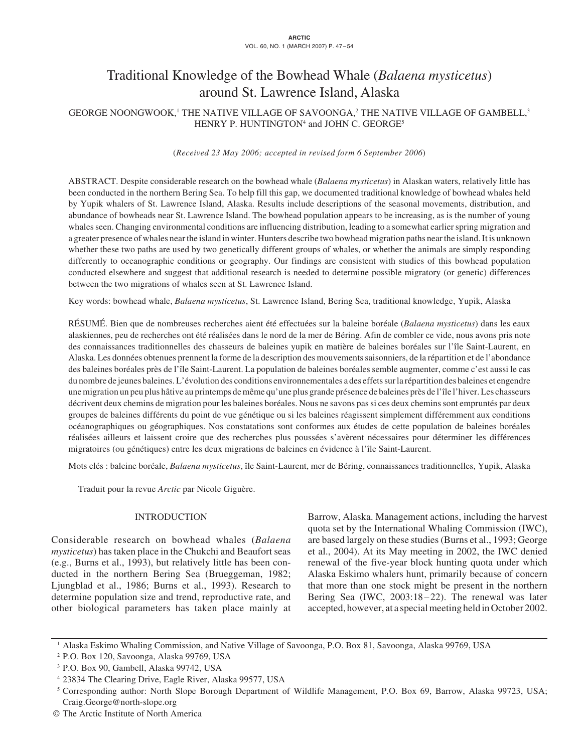# Traditional Knowledge of the Bowhead Whale (*Balaena mysticetus*) around St. Lawrence Island, Alaska

GEORGE NOONGWOOK,[1] THE NATIVE VILLAGE OF SAVOONGA,[2] THE NATIVE VILLAGE OF GAMBELL,[3] HENRY P. HUNTINGTON[4] and JOHN C. GEORGE[5]

(*Received 23 May 2006; accepted in revised form 6 September 2006*)

ABSTRACT. Despite considerable research on the bowhead whale (*Balaena mysticetus*) in Alaskan waters, relatively little has been conducted in the northern Bering Sea. To help fill this gap, we documented traditional knowledge of bowhead whales held by Yupik whalers of St. Lawrence Island, Alaska. Results include descriptions of the seasonal movements, distribution, and abundance of bowheads near St. Lawrence Island. The bowhead population appears to be increasing, as is the number of young whales seen. Changing environmental conditions are influencing distribution, leading to a somewhat earlier spring migration and a greater presence of whales near the island in winter. Hunters describe two bowhead migration paths near the island. It is unknown whether these two paths are used by two genetically different groups of whales, or whether the animals are simply responding differently to oceanographic conditions or geography. Our findings are consistent with studies of this bowhead population conducted elsewhere and suggest that additional research is needed to determine possible migratory (or genetic) differences between the two migrations of whales seen at St. Lawrence Island.

Key words: bowhead whale, *Balaena mysticetus*, St. Lawrence Island, Bering Sea, traditional knowledge, Yupik, Alaska

RÉSUMÉ. Bien que de nombreuses recherches aient été effectuées sur la baleine boréale (*Balaena mysticetus*) dans les eaux alaskiennes, peu de recherches ont été réalisées dans le nord de la mer de Béring. Afin de combler ce vide, nous avons pris note des connaissances traditionnelles des chasseurs de baleines yupik en matière de baleines boréales sur l'île Saint-Laurent, en Alaska. Les données obtenues prennent la forme de la description des mouvements saisonniers, de la répartition et de l'abondance des baleines boréales près de l'île Saint-Laurent. La population de baleines boréales semble augmenter, comme c'est aussi le cas du nombre de jeunes baleines. L'évolution des conditions environnementales a des effets sur la répartition des baleines et engendre une migration un peu plus hâtive au printemps de même qu'une plus grande présence de baleines près de l'île l'hiver. Les chasseurs décrivent deux chemins de migration pour les baleines boréales. Nous ne savons pas si ces deux chemins sont empruntés par deux groupes de baleines différents du point de vue génétique ou si les baleines réagissent simplement différemment aux conditions océanographiques ou géographiques. Nos constatations sont conformes aux études de cette population de baleines boréales réalisées ailleurs et laissent croire que des recherches plus poussées s'avèrent nécessaires pour déterminer les différences migratoires (ou génétiques) entre les deux migrations de baleines en évidence à l'île Saint-Laurent.

Mots clés : baleine boréale, *Balaena mysticetus*, île Saint-Laurent, mer de Béring, connaissances traditionnelles, Yupik, Alaska

Traduit pour la revue *Arctic* par Nicole Giguère.

## INTRODUCTION

Considerable research on bowhead whales (*Balaena mysticetus*) has taken place in the Chukchi and Beaufort seas (e.g., Burns et al., 1993), but relatively little has been conducted in the northern Bering Sea (Brueggeman, 1982; Ljungblad et al., 1986; Burns et al., 1993). Research to determine population size and trend, reproductive rate, and other biological parameters has taken place mainly at Barrow, Alaska. Management actions, including the harvest quota set by the International Whaling Commission (IWC), are based largely on these studies (Burns et al., 1993; George et al., 2004). At its May meeting in 2002, the IWC denied renewal of the five-year block hunting quota under which Alaska Eskimo whalers hunt, primarily because of concern that more than one stock might be present in the northern Bering Sea (IWC, 2003:18–22). The renewal was later accepted, however, at a special meeting held in October 2002.

[1] Alaska Eskimo Whaling Commission, and Native Village of Savoonga, P.O. Box 81, Savoonga, Alaska 99769, USA

[2] P.O. Box 120, Savoonga, Alaska 99769, USA

[3] P.O. Box 90, Gambell, Alaska 99742, USA

[4] 23834 The Clearing Drive, Eagle River, Alaska 99577, USA

[5] Corresponding author: North Slope Borough Department of Wildlife Management, P.O. Box 69, Barrow, Alaska 99723, USA; Craig.George@north-slope.org

© The Arctic Institute of North America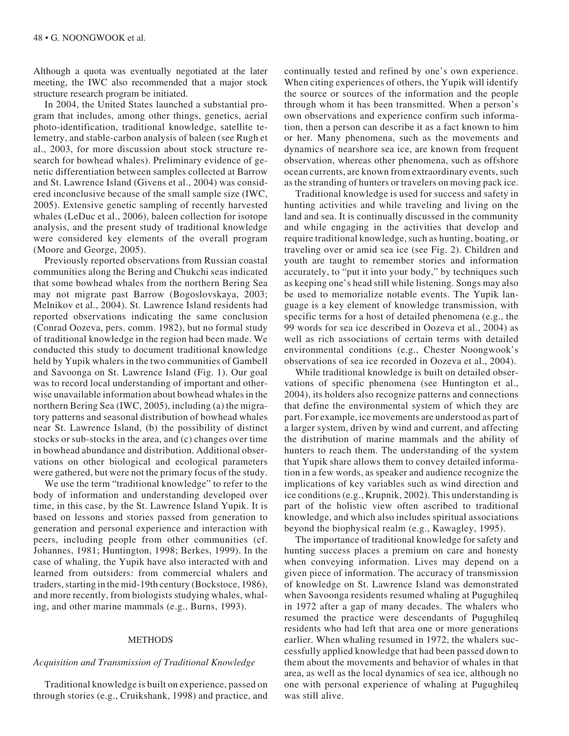Although a quota was eventually negotiated at the later meeting, the IWC also recommended that a major stock structure research program be initiated.

In 2004, the United States launched a substantial program that includes, among other things, genetics, aerial photo-identification, traditional knowledge, satellite telemetry, and stable-carbon analysis of baleen (see Rugh et al., 2003, for more discussion about stock structure research for bowhead whales). Preliminary evidence of genetic differentiation between samples collected at Barrow and St. Lawrence Island (Givens et al., 2004) was considered inconclusive because of the small sample size (IWC, 2005). Extensive genetic sampling of recently harvested whales (LeDuc et al., 2006), baleen collection for isotope analysis, and the present study of traditional knowledge were considered key elements of the overall program (Moore and George, 2005).

Previously reported observations from Russian coastal communities along the Bering and Chukchi seas indicated that some bowhead whales from the northern Bering Sea may not migrate past Barrow (Bogoslovskaya, 2003; Melnikov et al., 2004). St. Lawrence Island residents had reported observations indicating the same conclusion (Conrad Oozeva, pers. comm. 1982), but no formal study of traditional knowledge in the region had been made. We conducted this study to document traditional knowledge held by Yupik whalers in the two communities of Gambell and Savoonga on St. Lawrence Island (Fig. 1). Our goal was to record local understanding of important and otherwise unavailable information about bowhead whales in the northern Bering Sea (IWC, 2005), including (a) the migratory patterns and seasonal distribution of bowhead whales near St. Lawrence Island, (b) the possibility of distinct stocks or sub-stocks in the area, and (c) changes over time in bowhead abundance and distribution. Additional observations on other biological and ecological parameters were gathered, but were not the primary focus of the study.

We use the term "traditional knowledge" to refer to the body of information and understanding developed over time, in this case, by the St. Lawrence Island Yupik. It is based on lessons and stories passed from generation to generation and personal experience and interaction with peers, including people from other communities (cf. Johannes, 1981; Huntington, 1998; Berkes, 1999). In the case of whaling, the Yupik have also interacted with and learned from outsiders: from commercial whalers and traders, starting in the mid-19th century (Bockstoce, 1986), and more recently, from biologists studying whales, whaling, and other marine mammals (e.g., Burns, 1993).

## METHODS

### *Acquisition and Transmission of Traditional Knowledge*

Traditional knowledge is built on experience, passed on through stories (e.g., Cruikshank, 1998) and practice, and continually tested and refined by one's own experience. When citing experiences of others, the Yupik will identify the source or sources of the information and the people through whom it has been transmitted. When a person's own observations and experience confirm such information, then a person can describe it as a fact known to him or her. Many phenomena, such as the movements and dynamics of nearshore sea ice, are known from frequent observation, whereas other phenomena, such as offshore ocean currents, are known from extraordinary events, such as the stranding of hunters or travelers on moving pack ice.

Traditional knowledge is used for success and safety in hunting activities and while traveling and living on the land and sea. It is continually discussed in the community and while engaging in the activities that develop and require traditional knowledge, such as hunting, boating, or traveling over or amid sea ice (see Fig. 2). Children and youth are taught to remember stories and information accurately, to "put it into your body," by techniques such as keeping one's head still while listening. Songs may also be used to memorialize notable events. The Yupik language is a key element of knowledge transmission, with specific terms for a host of detailed phenomena (e.g., the 99 words for sea ice described in Oozeva et al., 2004) as well as rich associations of certain terms with detailed environmental conditions (e.g., Chester Noongwook's observations of sea ice recorded in Oozeva et al., 2004).

While traditional knowledge is built on detailed observations of specific phenomena (see Huntington et al., 2004), its holders also recognize patterns and connections that define the environmental system of which they are part. For example, ice movements are understood as part of a larger system, driven by wind and current, and affecting the distribution of marine mammals and the ability of hunters to reach them. The understanding of the system that Yupik share allows them to convey detailed information in a few words, as speaker and audience recognize the implications of key variables such as wind direction and ice conditions (e.g., Krupnik, 2002). This understanding is part of the holistic view often ascribed to traditional knowledge, and which also includes spiritual associations beyond the biophysical realm (e.g., Kawagley, 1995).

The importance of traditional knowledge for safety and hunting success places a premium on care and honesty when conveying information. Lives may depend on a given piece of information. The accuracy of transmission of knowledge on St. Lawrence Island was demonstrated when Savoonga residents resumed whaling at Pugughileq in 1972 after a gap of many decades. The whalers who resumed the practice were descendants of Pugughileq residents who had left that area one or more generations earlier. When whaling resumed in 1972, the whalers successfully applied knowledge that had been passed down to them about the movements and behavior of whales in that area, as well as the local dynamics of sea ice, although no one with personal experience of whaling at Pugughileq was still alive.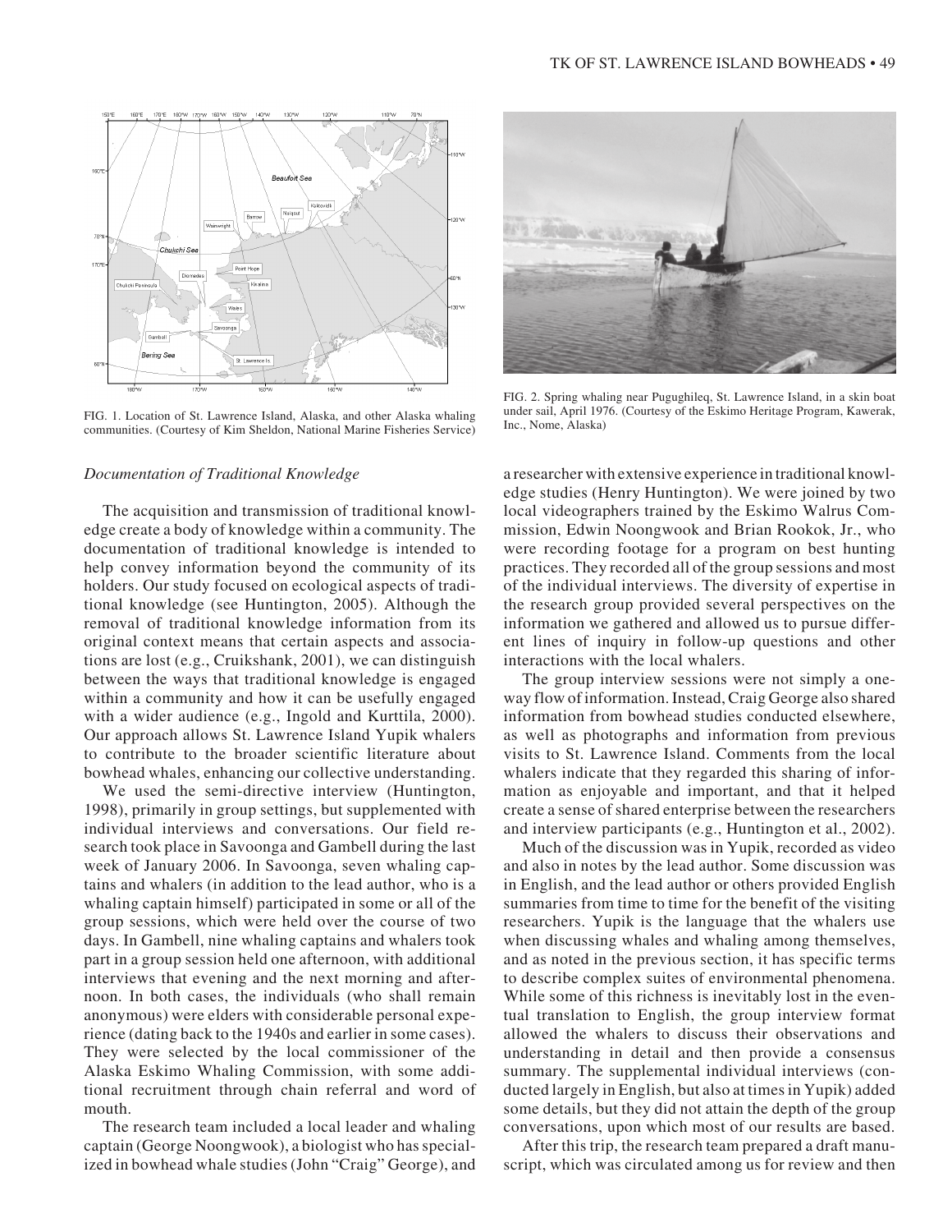FIG. 1. Location of St. Lawrence Island, Alaska, and other Alaska whaling communities. (Courtesy of Kim Sheldon, National Marine Fisheries Service)

FIG. 2. Spring whaling near Pugughileq, St. Lawrence Island, in a skin boat under sail, April 1976. (Courtesy of the Eskimo Heritage Program, Kawerak, Inc., Nome, Alaska)

*Documentation of Traditional Knowledge*

The acquisition and transmission of traditional knowledge create a body of knowledge within a community. The documentation of traditional knowledge is intended to help convey information beyond the community of its holders. Our study focused on ecological aspects of traditional knowledge (see Huntington, 2005). Although the removal of traditional knowledge information from its original context means that certain aspects and associations are lost (e.g., Cruikshank, 2001), we can distinguish between the ways that traditional knowledge is engaged within a community and how it can be usefully engaged with a wider audience (e.g., Ingold and Kurttila, 2000). Our approach allows St. Lawrence Island Yupik whalers to contribute to the broader scientific literature about bowhead whales, enhancing our collective understanding.

We used the semi-directive interview (Huntington, 1998), primarily in group settings, but supplemented with individual interviews and conversations. Our field research took place in Savoonga and Gambell during the last week of January 2006. In Savoonga, seven whaling captains and whalers (in addition to the lead author, who is a whaling captain himself) participated in some or all of the group sessions, which were held over the course of two days. In Gambell, nine whaling captains and whalers took part in a group session held one afternoon, with additional interviews that evening and the next morning and afternoon. In both cases, the individuals (who shall remain anonymous) were elders with considerable personal experience (dating back to the 1940s and earlier in some cases). They were selected by the local commissioner of the Alaska Eskimo Whaling Commission, with some additional recruitment through chain referral and word of mouth.

The research team included a local leader and whaling captain (George Noongwook), a biologist who has specialized in bowhead whale studies (John "Craig" George), and a researcher with extensive experience in traditional knowledge studies (Henry Huntington). We were joined by two local videographers trained by the Eskimo Walrus Commission, Edwin Noongwook and Brian Rookok, Jr., who were recording footage for a program on best hunting practices. They recorded all of the group sessions and most of the individual interviews. The diversity of expertise in the research group provided several perspectives on the information we gathered and allowed us to pursue different lines of inquiry in follow-up questions and other interactions with the local whalers.

The group interview sessions were not simply a one-way flow of information. Instead, Craig George also shared information from bowhead studies conducted elsewhere, as well as photographs and information from previous visits to St. Lawrence Island. Comments from the local whalers indicate that they regarded this sharing of information as enjoyable and important, and that it helped create a sense of shared enterprise between the researchers and interview participants (e.g., Huntington et al., 2002).

Much of the discussion was in Yupik, recorded as video and also in notes by the lead author. Some discussion was in English, and the lead author or others provided English summaries from time to time for the benefit of the visiting researchers. Yupik is the language that the whalers use when discussing whales and whaling among themselves, and as noted in the previous section, it has specific terms to describe complex suites of environmental phenomena. While some of this richness is inevitably lost in the eventual translation to English, the group interview format allowed the whalers to discuss their observations and understanding in detail and then provide a consensus summary. The supplemental individual interviews (conducted largely in English, but also at times in Yupik) added some details, but they did not attain the depth of the group conversations, upon which most of our results are based.

After this trip, the research team prepared a draft manuscript, which was circulated among us for review and then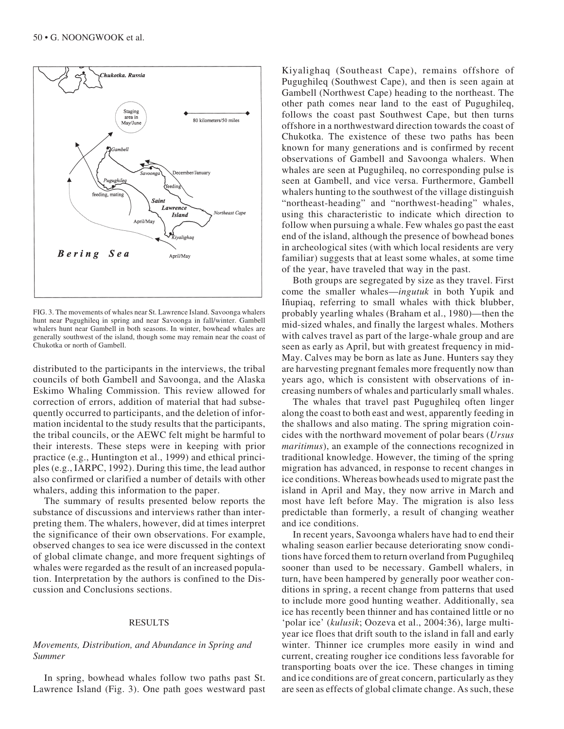FIG. 3. The movements of whales near St. Lawrence Island. Savoonga whalers hunt near Pugughileq in spring and near Savoonga in fall/winter. Gambell whalers hunt near Gambell in both seasons. In winter, bowhead whales are generally southwest of the island, though some may remain near the coast of Chukotka or north of Gambell.

distributed to the participants in the interviews, the tribal councils of both Gambell and Savoonga, and the Alaska Eskimo Whaling Commission. This review allowed for correction of errors, addition of material that had subsequently occurred to participants, and the deletion of information incidental to the study results that the participants, the tribal councils, or the AEWC felt might be harmful to their interests. These steps were in keeping with prior practice (e.g., Huntington et al., 1999) and ethical principles (e.g., IARPC, 1992). During this time, the lead author also confirmed or clarified a number of details with other whalers, adding this information to the paper.

The summary of results presented below reports the substance of discussions and interviews rather than interpreting them. The whalers, however, did at times interpret the significance of their own observations. For example, observed changes to sea ice were discussed in the context of global climate change, and more frequent sightings of whales were regarded as the result of an increased population. Interpretation by the authors is confined to the Discussion and Conclusions sections.

## RESULTS

### *Movements, Distribution, and Abundance in Spring and Summer*

In spring, bowhead whales follow two paths past St. Lawrence Island (Fig. 3). One path goes westward past Kiyalighaq (Southeast Cape), remains offshore of Pugughileq (Southwest Cape), and then is seen again at Gambell (Northwest Cape) heading to the northeast. The other path comes near land to the east of Pugughileq, follows the coast past Southwest Cape, but then turns offshore in a northwestward direction towards the coast of Chukotka. The existence of these two paths has been known for many generations and is confirmed by recent observations of Gambell and Savoonga whalers. When whales are seen at Pugughileq, no corresponding pulse is seen at Gambell, and vice versa. Furthermore, Gambell whalers hunting to the southwest of the village distinguish "northeast-heading" and "northwest-heading" whales, using this characteristic to indicate which direction to follow when pursuing a whale. Few whales go past the east end of the island, although the presence of bowhead bones in archeological sites (with which local residents are very familiar) suggests that at least some whales, at some time of the year, have traveled that way in the past.

Both groups are segregated by size as they travel. First come the smaller whales—*ingutuk* in both Yupik and Iñupiaq, referring to small whales with thick blubber, probably yearling whales (Braham et al., 1980)—then the mid-sized whales, and finally the largest whales. Mothers with calves travel as part of the large-whale group and are seen as early as April, but with greatest frequency in mid-May. Calves may be born as late as June. Hunters say they are harvesting pregnant females more frequently now than years ago, which is consistent with observations of increasing numbers of whales and particularly small whales.

The whales that travel past Pugughileq often linger along the coast to both east and west, apparently feeding in the shallows and also mating. The spring migration coincides with the northward movement of polar bears (*Ursus maritimus*), an example of the connections recognized in traditional knowledge. However, the timing of the spring migration has advanced, in response to recent changes in ice conditions. Whereas bowheads used to migrate past the island in April and May, they now arrive in March and most have left before May. The migration is also less predictable than formerly, a result of changing weather and ice conditions.

In recent years, Savoonga whalers have had to end their whaling season earlier because deteriorating snow conditions have forced them to return overland from Pugughileq sooner than used to be necessary. Gambell whalers, in turn, have been hampered by generally poor weather conditions in spring, a recent change from patterns that used to include more good hunting weather. Additionally, sea ice has recently been thinner and has contained little or no 'polar ice' (*kulusik*; Oozeva et al., 2004:36), large multi-year ice floes that drift south to the island in fall and early winter. Thinner ice crumples more easily in wind and current, creating rougher ice conditions less favorable for transporting boats over the ice. These changes in timing and ice conditions are of great concern, particularly as they are seen as effects of global climate change. As such, these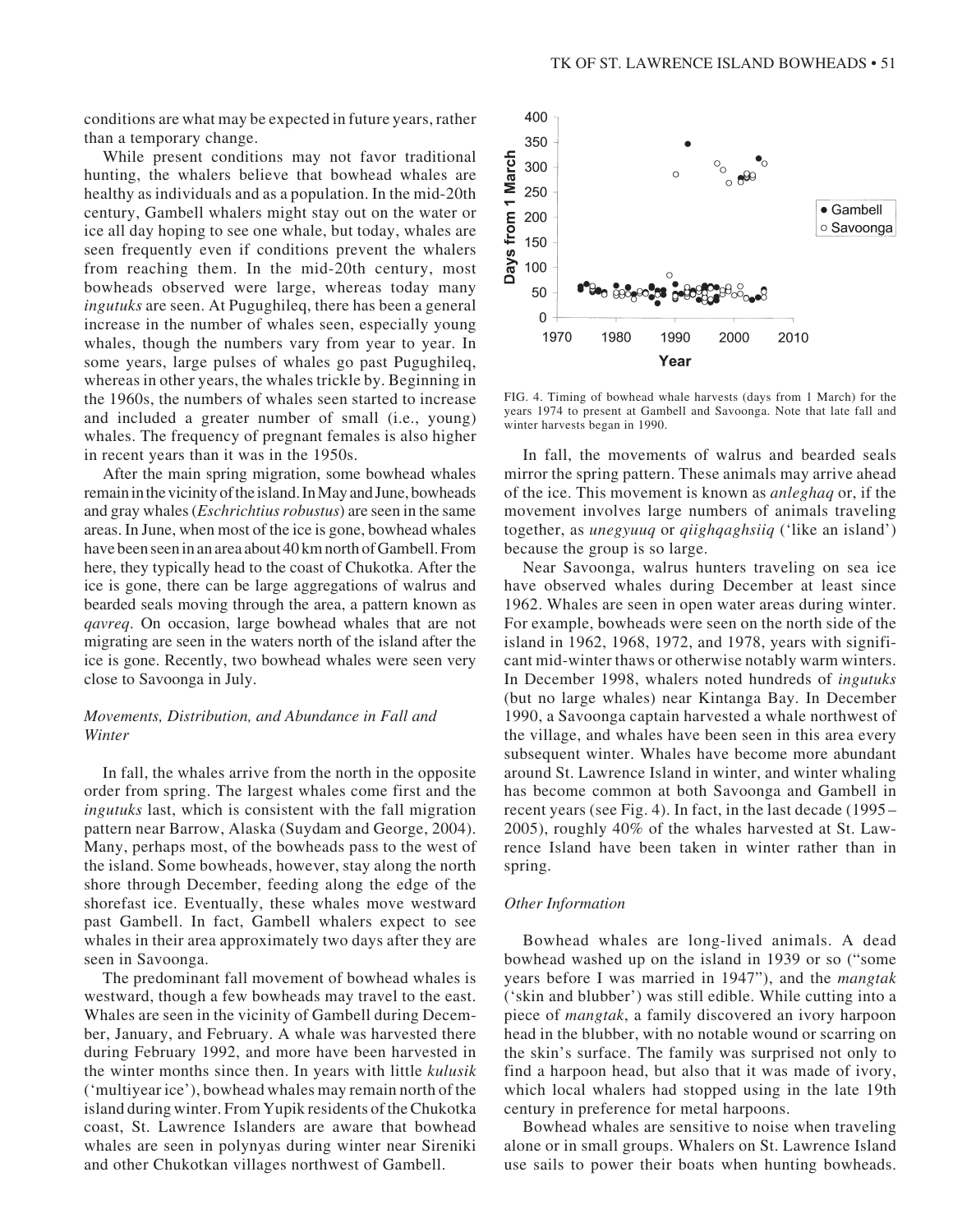conditions are what may be expected in future years, rather than a temporary change.

While present conditions may not favor traditional hunting, the whalers believe that bowhead whales are healthy as individuals and as a population. In the mid-20th century, Gambell whalers might stay out on the water or ice all day hoping to see one whale, but today, whales are seen frequently even if conditions prevent the whalers from reaching them. In the mid-20th century, most bowheads observed were large, whereas today many *ingutuks* are seen. At Pugughileq, there has been a general increase in the number of whales seen, especially young whales, though the numbers vary from year to year. In some years, large pulses of whales go past Pugughileq, whereas in other years, the whales trickle by. Beginning in the 1960s, the numbers of whales seen started to increase and included a greater number of small (i.e., young) whales. The frequency of pregnant females is also higher in recent years than it was in the 1950s.

After the main spring migration, some bowhead whales remain in the vicinity of the island. In May and June, bowheads and gray whales (*Eschrichtius robustus*) are seen in the same areas. In June, when most of the ice is gone, bowhead whales have been seen in an area about 40 km north of Gambell. From here, they typically head to the coast of Chukotka. After the ice is gone, there can be large aggregations of walrus and bearded seals moving through the area, a pattern known as *qavreq*. On occasion, large bowhead whales that are not migrating are seen in the waters north of the island after the ice is gone. Recently, two bowhead whales were seen very close to Savoonga in July.

### *Movements, Distribution, and Abundance in Fall and Winter*

In fall, the whales arrive from the north in the opposite order from spring. The largest whales come first and the *ingutuks* last, which is consistent with the fall migration pattern near Barrow, Alaska (Suydam and George, 2004). Many, perhaps most, of the bowheads pass to the west of the island. Some bowheads, however, stay along the north shore through December, feeding along the edge of the shorefast ice. Eventually, these whales move westward past Gambell. In fact, Gambell whalers expect to see whales in their area approximately two days after they are seen in Savoonga.

The predominant fall movement of bowhead whales is westward, though a few bowheads may travel to the east. Whales are seen in the vicinity of Gambell during December, January, and February. A whale was harvested there during February 1992, and more have been harvested in the winter months since then. In years with little *kulusik* ('multiyear ice'), bowhead whales may remain north of the island during winter. From Yupik residents of the Chukotka coast, St. Lawrence Islanders are aware that bowhead whales are seen in polynyas during winter near Sireniki and other Chukotkan villages northwest of Gambell.

FIG. 4. Timing of bowhead whale harvests (days from 1 March) for the years 1974 to present at Gambell and Savoonga. Note that late fall and winter harvests began in 1990.

In fall, the movements of walrus and bearded seals mirror the spring pattern. These animals may arrive ahead of the ice. This movement is known as *anleghaq* or, if the movement involves large numbers of animals traveling together, as *unegyuuq* or *qiighqaghsiiq* ('like an island') because the group is so large.

Near Savoonga, walrus hunters traveling on sea ice have observed whales during December at least since 1962. Whales are seen in open water areas during winter. For example, bowheads were seen on the north side of the island in 1962, 1968, 1972, and 1978, years with significant mid-winter thaws or otherwise notably warm winters. In December 1998, whalers noted hundreds of *ingutuks* (but no large whales) near Kintanga Bay. In December 1990, a Savoonga captain harvested a whale northwest of the village, and whales have been seen in this area every subsequent winter. Whales have become more abundant around St. Lawrence Island in winter, and winter whaling has become common at both Savoonga and Gambell in recent years (see Fig. 4). In fact, in the last decade (1995–2005), roughly 40% of the whales harvested at St. Lawrence Island have been taken in winter rather than in spring.

### *Other Information*

Bowhead whales are long-lived animals. A dead bowhead washed up on the island in 1939 or so ("some years before I was married in 1947"), and the *mangtak* ('skin and blubber') was still edible. While cutting into a piece of *mangtak*, a family discovered an ivory harpoon head in the blubber, with no notable wound or scarring on the skin's surface. The family was surprised not only to find a harpoon head, but also that it was made of ivory, which local whalers had stopped using in the late 19th century in preference for metal harpoons.

Bowhead whales are sensitive to noise when traveling alone or in small groups. Whalers on St. Lawrence Island use sails to power their boats when hunting bowheads.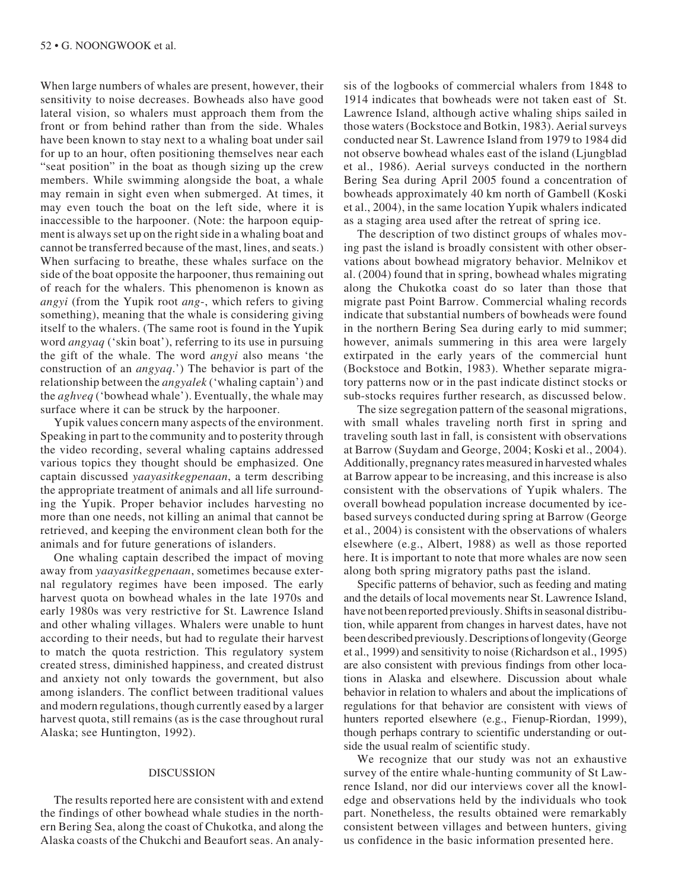When large numbers of whales are present, however, their sensitivity to noise decreases. Bowheads also have good lateral vision, so whalers must approach them from the front or from behind rather than from the side. Whales have been known to stay next to a whaling boat under sail for up to an hour, often positioning themselves near each "seat position" in the boat as though sizing up the crew members. While swimming alongside the boat, a whale may remain in sight even when submerged. At times, it may even touch the boat on the left side, where it is inaccessible to the harpooner. (Note: the harpoon equipment is always set up on the right side in a whaling boat and cannot be transferred because of the mast, lines, and seats.) When surfacing to breathe, these whales surface on the side of the boat opposite the harpooner, thus remaining out of reach for the whalers. This phenomenon is known as *angyi* (from the Yupik root *ang-*, which refers to giving something), meaning that the whale is considering giving itself to the whalers. (The same root is found in the Yupik word *angyaq* ('skin boat'), referring to its use in pursuing the gift of the whale. The word *angyi* also means 'the construction of an *angyaq*.') The behavior is part of the relationship between the *angyalek* ('whaling captain') and the *aghveq* ('bowhead whale'). Eventually, the whale may surface where it can be struck by the harpooner.

Yupik values concern many aspects of the environment. Speaking in part to the community and to posterity through the video recording, several whaling captains addressed various topics they thought should be emphasized. One captain discussed *yaayasitkegpenaan*, a term describing the appropriate treatment of animals and all life surrounding the Yupik. Proper behavior includes harvesting no more than one needs, not killing an animal that cannot be retrieved, and keeping the environment clean both for the animals and for future generations of islanders.

One whaling captain described the impact of moving away from *yaayasitkegpenaan*, sometimes because external regulatory regimes have been imposed. The early harvest quota on bowhead whales in the late 1970s and early 1980s was very restrictive for St. Lawrence Island and other whaling villages. Whalers were unable to hunt according to their needs, but had to regulate their harvest to match the quota restriction. This regulatory system created stress, diminished happiness, and created distrust and anxiety not only towards the government, but also among islanders. The conflict between traditional values and modern regulations, though currently eased by a larger harvest quota, still remains (as is the case throughout rural Alaska; see Huntington, 1992).

## DISCUSSION

The results reported here are consistent with and extend the findings of other bowhead whale studies in the northern Bering Sea, along the coast of Chukotka, and along the Alaska coasts of the Chukchi and Beaufort seas. An analysis of the logbooks of commercial whalers from 1848 to 1914 indicates that bowheads were not taken east of St. Lawrence Island, although active whaling ships sailed in those waters (Bockstoce and Botkin, 1983). Aerial surveys conducted near St. Lawrence Island from 1979 to 1984 did not observe bowhead whales east of the island (Ljungblad et al., 1986). Aerial surveys conducted in the northern Bering Sea during April 2005 found a concentration of bowheads approximately 40 km north of Gambell (Koski et al., 2004), in the same location Yupik whalers indicated as a staging area used after the retreat of spring ice.

The description of two distinct groups of whales moving past the island is broadly consistent with other observations about bowhead migratory behavior. Melnikov et al. (2004) found that in spring, bowhead whales migrating along the Chukotka coast do so later than those that migrate past Point Barrow. Commercial whaling records indicate that substantial numbers of bowheads were found in the northern Bering Sea during early to mid summer; however, animals summering in this area were largely extirpated in the early years of the commercial hunt (Bockstoce and Botkin, 1983). Whether separate migratory patterns now or in the past indicate distinct stocks or sub-stocks requires further research, as discussed below.

The size segregation pattern of the seasonal migrations, with small whales traveling north first in spring and traveling south last in fall, is consistent with observations at Barrow (Suydam and George, 2004; Koski et al., 2004). Additionally, pregnancy rates measured in harvested whales at Barrow appear to be increasing, and this increase is also consistent with the observations of Yupik whalers. The overall bowhead population increase documented by ice-based surveys conducted during spring at Barrow (George et al., 2004) is consistent with the observations of whalers elsewhere (e.g., Albert, 1988) as well as those reported here. It is important to note that more whales are now seen along both spring migratory paths past the island.

Specific patterns of behavior, such as feeding and mating and the details of local movements near St. Lawrence Island, have not been reported previously. Shifts in seasonal distribution, while apparent from changes in harvest dates, have not been described previously. Descriptions of longevity (George et al., 1999) and sensitivity to noise (Richardson et al., 1995) are also consistent with previous findings from other locations in Alaska and elsewhere. Discussion about whale behavior in relation to whalers and about the implications of regulations for that behavior are consistent with views of hunters reported elsewhere (e.g., Fienup-Riordan, 1999), though perhaps contrary to scientific understanding or outside the usual realm of scientific study.

We recognize that our study was not an exhaustive survey of the entire whale-hunting community of St Lawrence Island, nor did our interviews cover all the knowledge and observations held by the individuals who took part. Nonetheless, the results obtained were remarkably consistent between villages and between hunters, giving us confidence in the basic information presented here.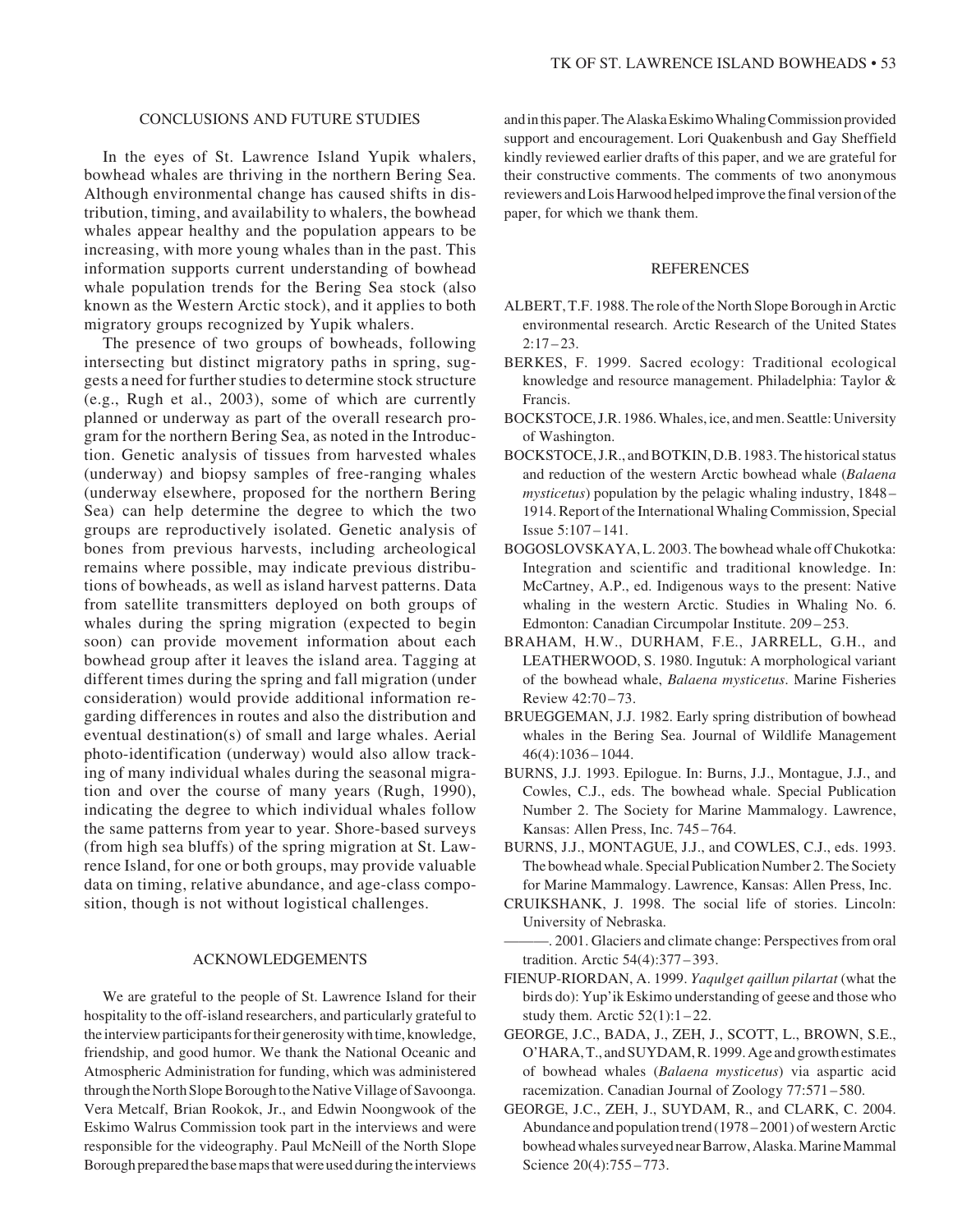## CONCLUSIONS AND FUTURE STUDIES

In the eyes of St. Lawrence Island Yupik whalers, bowhead whales are thriving in the northern Bering Sea. Although environmental change has caused shifts in distribution, timing, and availability to whalers, the bowhead whales appear healthy and the population appears to be increasing, with more young whales than in the past. This information supports current understanding of bowhead whale population trends for the Bering Sea stock (also known as the Western Arctic stock), and it applies to both migratory groups recognized by Yupik whalers.

The presence of two groups of bowheads, following intersecting but distinct migratory paths in spring, suggests a need for further studies to determine stock structure (e.g., Rugh et al., 2003), some of which are currently planned or underway as part of the overall research program for the northern Bering Sea, as noted in the Introduction. Genetic analysis of tissues from harvested whales (underway) and biopsy samples of free-ranging whales (underway elsewhere, proposed for the northern Bering Sea) can help determine the degree to which the two groups are reproductively isolated. Genetic analysis of bones from previous harvests, including archeological remains where possible, may indicate previous distributions of bowheads, as well as island harvest patterns. Data from satellite transmitters deployed on both groups of whales during the spring migration (expected to begin soon) can provide movement information about each bowhead group after it leaves the island area. Tagging at different times during the spring and fall migration (under consideration) would provide additional information regarding differences in routes and also the distribution and eventual destination(s) of small and large whales. Aerial photo-identification (underway) would also allow tracking of many individual whales during the seasonal migration and over the course of many years (Rugh, 1990), indicating the degree to which individual whales follow the same patterns from year to year. Shore-based surveys (from high sea bluffs) of the spring migration at St. Lawrence Island, for one or both groups, may provide valuable data on timing, relative abundance, and age-class composition, though is not without logistical challenges.

## ACKNOWLEDGEMENTS

We are grateful to the people of St. Lawrence Island for their hospitality to the off-island researchers, and particularly grateful to the interview participants for their generosity with time, knowledge, friendship, and good humor. We thank the National Oceanic and Atmospheric Administration for funding, which was administered through the North Slope Borough to the Native Village of Savoonga. Vera Metcalf, Brian Rookok, Jr., and Edwin Noongwook of the Eskimo Walrus Commission took part in the interviews and were responsible for the videography. Paul McNeill of the North Slope Borough prepared the base maps that were used during the interviews and in this paper. The Alaska Eskimo Whaling Commission provided support and encouragement. Lori Quakenbush and Gay Sheffield kindly reviewed earlier drafts of this paper, and we are grateful for their constructive comments. The comments of two anonymous reviewers and Lois Harwood helped improve the final version of the paper, for which we thank them.

## REFERENCES

ALBERT, T.F. 1988. The role of the North Slope Borough in Arctic environmental research. Arctic Research of the United States 2:17–23.

BERKES, F. 1999. Sacred ecology: Traditional ecological knowledge and resource management. Philadelphia: Taylor & Francis.

BOCKSTOCE, J.R. 1986. Whales, ice, and men. Seattle: University of Washington.

BOCKSTOCE, J.R., and BOTKIN, D.B. 1983. The historical status and reduction of the western Arctic bowhead whale (*Balaena mysticetus*) population by the pelagic whaling industry, 1848–1914. Report of the International Whaling Commission, Special Issue 5:107–141.

BOGOSLOVSKAYA, L. 2003. The bowhead whale off Chukotka: Integration and scientific and traditional knowledge. In: McCartney, A.P., ed. Indigenous ways to the present: Native whaling in the western Arctic. Studies in Whaling No. 6. Edmonton: Canadian Circumpolar Institute. 209–253.

BRAHAM, H.W., DURHAM, F.E., JARRELL, G.H., and LEATHERWOOD, S. 1980. Ingutuk: A morphological variant of the bowhead whale, *Balaena mysticetus*. Marine Fisheries Review 42:70–73.

BRUEGGEMAN, J.J. 1982. Early spring distribution of bowhead whales in the Bering Sea. Journal of Wildlife Management 46(4):1036–1044.

BURNS, J.J. 1993. Epilogue. In: Burns, J.J., Montague, J.J., and Cowles, C.J., eds. The bowhead whale. Special Publication Number 2. The Society for Marine Mammalogy. Lawrence, Kansas: Allen Press, Inc. 745–764.

BURNS, J.J., MONTAGUE, J.J., and COWLES, C.J., eds. 1993. The bowhead whale. Special Publication Number 2. The Society for Marine Mammalogy. Lawrence, Kansas: Allen Press, Inc.

CRUIKSHANK, J. 1998. The social life of stories. Lincoln: University of Nebraska.

———. 2001. Glaciers and climate change: Perspectives from oral tradition. Arctic 54(4):377–393.

FIENUP-RIORDAN, A. 1999. *Yaqulget qaillun pilartat* (what the birds do): Yup'ik Eskimo understanding of geese and those who study them. Arctic 52(1):1–22.

GEORGE, J.C., BADA, J., ZEH, J., SCOTT, L., BROWN, S.E., O'HARA, T., and SUYDAM, R. 1999. Age and growth estimates of bowhead whales (*Balaena mysticetus*) via aspartic acid racemization. Canadian Journal of Zoology 77:571–580.

GEORGE, J.C., ZEH, J., SUYDAM, R., and CLARK, C. 2004. Abundance and population trend (1978–2001) of western Arctic bowhead whales surveyed near Barrow, Alaska. Marine Mammal Science 20(4):755–773.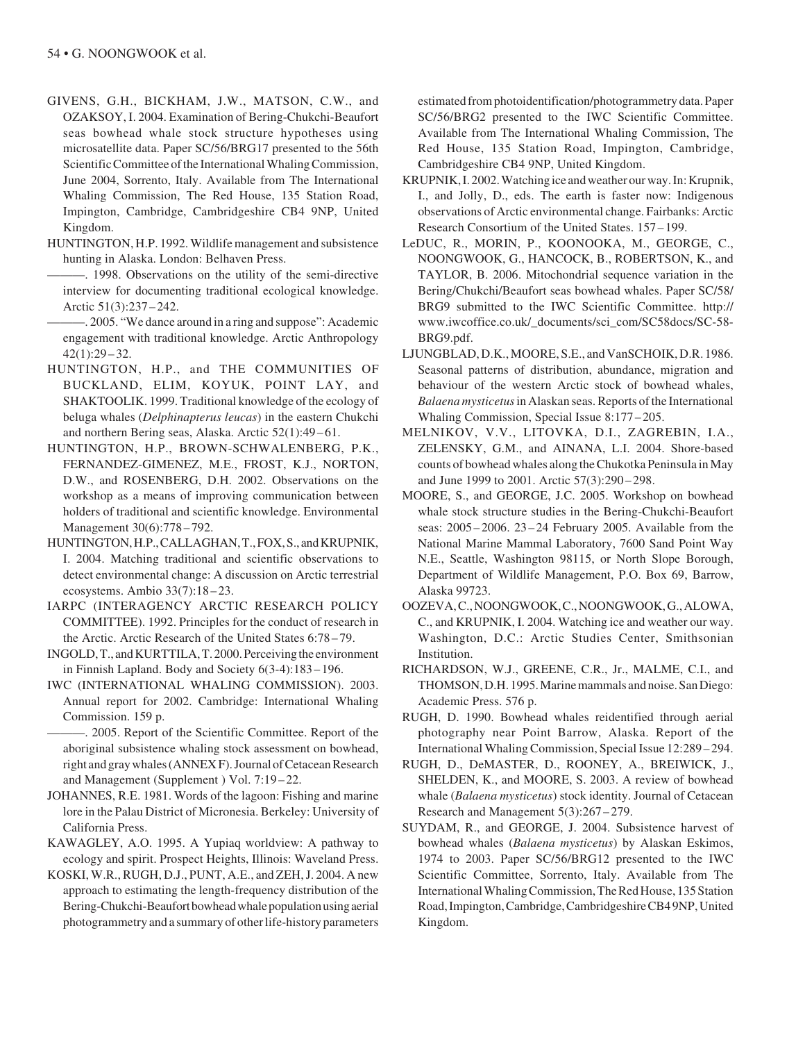GIVENS, G.H., BICKHAM, J.W., MATSON, C.W., and OZAKSOY, I. 2004. Examination of Bering-Chukchi-Beaufort seas bowhead whale stock structure hypotheses using microsatellite data. Paper SC/56/BRG17 presented to the 56th Scientific Committee of the International Whaling Commission, June 2004, Sorrento, Italy. Available from The International Whaling Commission, The Red House, 135 Station Road, Impington, Cambridge, Cambridgeshire CB4 9NP, United Kingdom.

HUNTINGTON, H.P. 1992. Wildlife management and subsistence hunting in Alaska. London: Belhaven Press.

———. 1998. Observations on the utility of the semi-directive interview for documenting traditional ecological knowledge. Arctic 51(3):237–242.

———. 2005. "We dance around in a ring and suppose": Academic engagement with traditional knowledge. Arctic Anthropology 42(1):29–32.

HUNTINGTON, H.P., and THE COMMUNITIES OF BUCKLAND, ELIM, KOYUK, POINT LAY, and SHAKTOOLIK. 1999. Traditional knowledge of the ecology of beluga whales (*Delphinapterus leucas*) in the eastern Chukchi and northern Bering seas, Alaska. Arctic 52(1):49–61.

HUNTINGTON, H.P., BROWN-SCHWALENBERG, P.K., FERNANDEZ-GIMENEZ, M.E., FROST, K.J., NORTON, D.W., and ROSENBERG, D.H. 2002. Observations on the workshop as a means of improving communication between holders of traditional and scientific knowledge. Environmental Management 30(6):778–792.

HUNTINGTON, H.P., CALLAGHAN, T., FOX, S., and KRUPNIK, I. 2004. Matching traditional and scientific observations to detect environmental change: A discussion on Arctic terrestrial ecosystems. Ambio 33(7):18–23.

IARPC (INTERAGENCY ARCTIC RESEARCH POLICY COMMITTEE). 1992. Principles for the conduct of research in the Arctic. Arctic Research of the United States 6:78–79.

INGOLD, T., and KURTTILA, T. 2000. Perceiving the environment in Finnish Lapland. Body and Society 6(3-4):183–196.

IWC (INTERNATIONAL WHALING COMMISSION). 2003. Annual report for 2002. Cambridge: International Whaling Commission. 159 p.

———. 2005. Report of the Scientific Committee. Report of the aboriginal subsistence whaling stock assessment on bowhead, right and gray whales (ANNEX F). Journal of Cetacean Research and Management (Supplement ) Vol. 7:19–22.

JOHANNES, R.E. 1981. Words of the lagoon: Fishing and marine lore in the Palau District of Micronesia. Berkeley: University of California Press.

KAWAGLEY, A.O. 1995. A Yupiaq worldview: A pathway to ecology and spirit. Prospect Heights, Illinois: Waveland Press.

KOSKI, W.R., RUGH, D.J., PUNT, A.E., and ZEH, J. 2004. A new approach to estimating the length-frequency distribution of the Bering-Chukchi-Beaufort bowhead whale population using aerial photogrammetry and a summary of other life-history parameters estimated from photoidentification/photogrammetry data. Paper SC/56/BRG2 presented to the IWC Scientific Committee. Available from The International Whaling Commission, The Red House, 135 Station Road, Impington, Cambridge, Cambridgeshire CB4 9NP, United Kingdom.

KRUPNIK, I. 2002. Watching ice and weather our way. In: Krupnik, I., and Jolly, D., eds. The earth is faster now: Indigenous observations of Arctic environmental change. Fairbanks: Arctic Research Consortium of the United States. 157–199.

LeDUC, R., MORIN, P., KOONOOKA, M., GEORGE, C., NOONGWOOK, G., HANCOCK, B., ROBERTSON, K., and TAYLOR, B. 2006. Mitochondrial sequence variation in the Bering/Chukchi/Beaufort seas bowhead whales. Paper SC/58/BRG9 submitted to the IWC Scientific Committee. http://www.iwcoffice.co.uk/_documents/sci_com/SC58docs/SC-58-BRG9.pdf.

LJUNGBLAD, D.K., MOORE, S.E., and VanSCHOIK, D.R. 1986. Seasonal patterns of distribution, abundance, migration and behaviour of the western Arctic stock of bowhead whales, *Balaena mysticetus* in Alaskan seas. Reports of the International Whaling Commission, Special Issue 8:177–205.

MELNIKOV, V.V., LITOVKA, D.I., ZAGREBIN, I.A., ZELENSKY, G.M., and AINANA, L.I. 2004. Shore-based counts of bowhead whales along the Chukotka Peninsula in May and June 1999 to 2001. Arctic 57(3):290–298.

MOORE, S., and GEORGE, J.C. 2005. Workshop on bowhead whale stock structure studies in the Bering-Chukchi-Beaufort seas: 2005–2006. 23–24 February 2005. Available from the National Marine Mammal Laboratory, 7600 Sand Point Way N.E., Seattle, Washington 98115, or North Slope Borough, Department of Wildlife Management, P.O. Box 69, Barrow, Alaska 99723.

OOZEVA, C., NOONGWOOK, C., NOONGWOOK, G., ALOWA, C., and KRUPNIK, I. 2004. Watching ice and weather our way. Washington, D.C.: Arctic Studies Center, Smithsonian Institution.

RICHARDSON, W.J., GREENE, C.R., Jr., MALME, C.I., and THOMSON, D.H. 1995. Marine mammals and noise. San Diego: Academic Press. 576 p.

RUGH, D. 1990. Bowhead whales reidentified through aerial photography near Point Barrow, Alaska. Report of the International Whaling Commission, Special Issue 12:289–294.

RUGH, D., DeMASTER, D., ROONEY, A., BREIWICK, J., SHELDEN, K., and MOORE, S. 2003. A review of bowhead whale (*Balaena mysticetus*) stock identity. Journal of Cetacean Research and Management 5(3):267–279.

SUYDAM, R., and GEORGE, J. 2004. Subsistence harvest of bowhead whales (*Balaena mysticetus*) by Alaskan Eskimos, 1974 to 2003. Paper SC/56/BRG12 presented to the IWC Scientific Committee, Sorrento, Italy. Available from The International Whaling Commission, The Red House, 135 Station Road, Impington, Cambridge, Cambridgeshire CB4 9NP, United Kingdom.